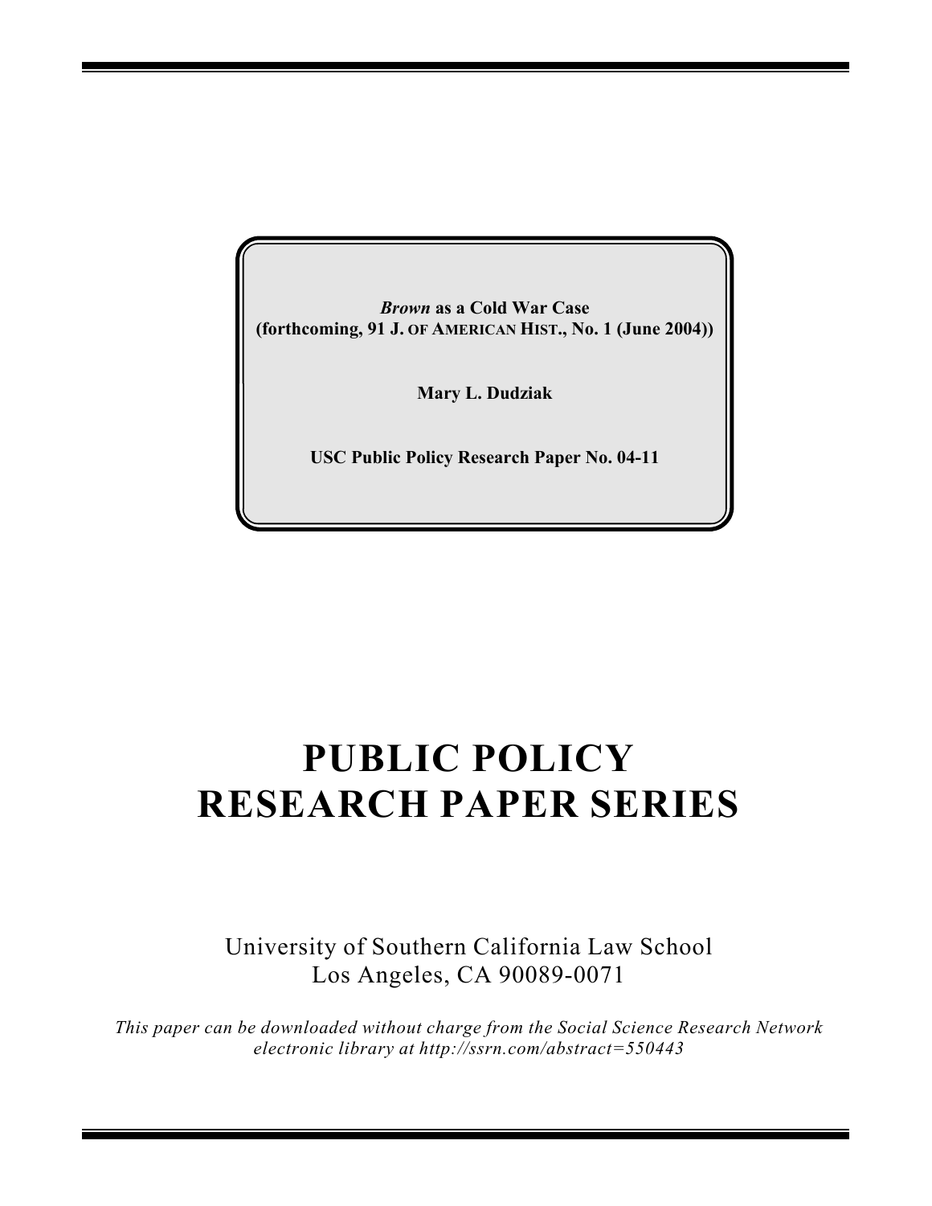***Brown* as a Cold War Case**
**(forthcoming, 91 J. OF AMERICAN HIST., No. 1 (June 2004))**

**Mary L. Dudziak**

**USC Public Policy Research Paper No. 04-11**

# PUBLIC POLICY RESEARCH PAPER SERIES

University of Southern California Law School
Los Angeles, CA 90089-0071

*This paper can be downloaded without charge from the Social Science Research Network electronic library at http://ssrn.com/abstract=550443*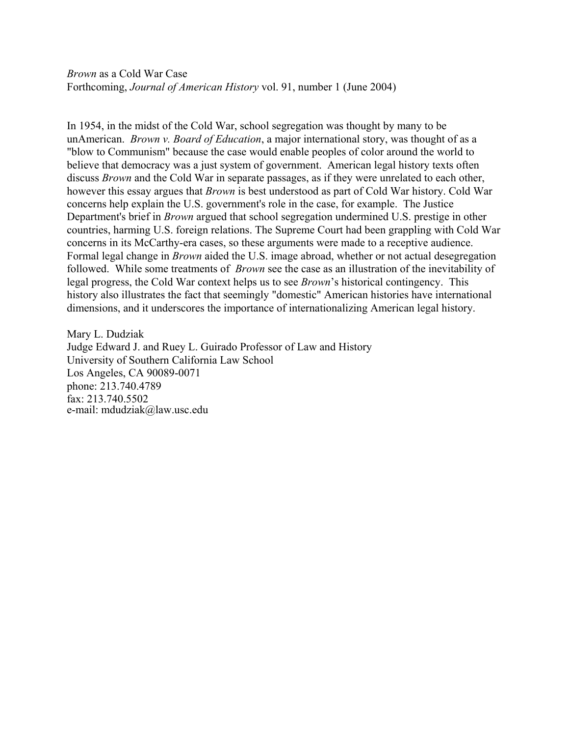*Brown* as a Cold War Case
Forthcoming, *Journal of American History* vol. 91, number 1 (June 2004)

In 1954, in the midst of the Cold War, school segregation was thought by many to be unAmerican. *Brown v. Board of Education*, a major international story, was thought of as a "blow to Communism" because the case would enable peoples of color around the world to believe that democracy was a just system of government. American legal history texts often discuss *Brown* and the Cold War in separate passages, as if they were unrelated to each other, however this essay argues that *Brown* is best understood as part of Cold War history. Cold War concerns help explain the U.S. government's role in the case, for example. The Justice Department's brief in *Brown* argued that school segregation undermined U.S. prestige in other countries, harming U.S. foreign relations. The Supreme Court had been grappling with Cold War concerns in its McCarthy-era cases, so these arguments were made to a receptive audience. Formal legal change in *Brown* aided the U.S. image abroad, whether or not actual desegregation followed. While some treatments of *Brown* see the case as an illustration of the inevitability of legal progress, the Cold War context helps us to see *Brown*'s historical contingency. This history also illustrates the fact that seemingly "domestic" American histories have international dimensions, and it underscores the importance of internationalizing American legal history.

Mary L. Dudziak
Judge Edward J. and Ruey L. Guirado Professor of Law and History
University of Southern California Law School
Los Angeles, CA 90089-0071
phone: 213.740.4789
fax: 213.740.5502
e-mail: mdudziak@law.usc.edu